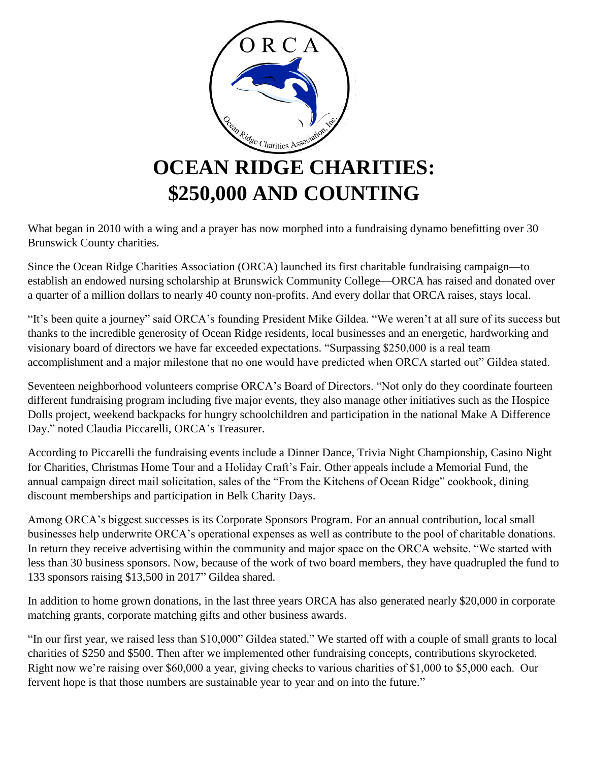# OCEAN RIDGE CHARITIES: $250,000 AND COUNTING

What began in 2010 with a wing and a prayer has now morphed into a fundraising dynamo benefitting over 30 Brunswick County charities.

Since the Ocean Ridge Charities Association (ORCA) launched its first charitable fundraising campaign—to establish an endowed nursing scholarship at Brunswick Community College—ORCA has raised and donated over a quarter of a million dollars to nearly 40 county non-profits. And every dollar that ORCA raises, stays local.

"It's been quite a journey" said ORCA's founding President Mike Gildea. "We weren't at all sure of its success but thanks to the incredible generosity of Ocean Ridge residents, local businesses and an energetic, hardworking and visionary board of directors we have far exceeded expectations. "Surpassing $250,000 is a real team accomplishment and a major milestone that no one would have predicted when ORCA started out" Gildea stated.

Seventeen neighborhood volunteers comprise ORCA's Board of Directors. "Not only do they coordinate fourteen different fundraising program including five major events, they also manage other initiatives such as the Hospice Dolls project, weekend backpacks for hungry schoolchildren and participation in the national Make A Difference Day." noted Claudia Piccarelli, ORCA's Treasurer.

According to Piccarelli the fundraising events include a Dinner Dance, Trivia Night Championship, Casino Night for Charities, Christmas Home Tour and a Holiday Craft's Fair. Other appeals include a Memorial Fund, the annual campaign direct mail solicitation, sales of the "From the Kitchens of Ocean Ridge" cookbook, dining discount memberships and participation in Belk Charity Days.

Among ORCA's biggest successes is its Corporate Sponsors Program. For an annual contribution, local small businesses help underwrite ORCA's operational expenses as well as contribute to the pool of charitable donations. In return they receive advertising within the community and major space on the ORCA website. "We started with less than 30 business sponsors. Now, because of the work of two board members, they have quadrupled the fund to 133 sponsors raising $13,500 in 2017" Gildea shared.

In addition to home grown donations, in the last three years ORCA has also generated nearly $20,000 in corporate matching grants, corporate matching gifts and other business awards.

"In our first year, we raised less than $10,000" Gildea stated." We started off with a couple of small grants to local charities of $250 and $500. Then after we implemented other fundraising concepts, contributions skyrocketed. Right now we're raising over $60,000 a year, giving checks to various charities of $1,000 to $5,000 each. Our fervent hope is that those numbers are sustainable year to year and on into the future."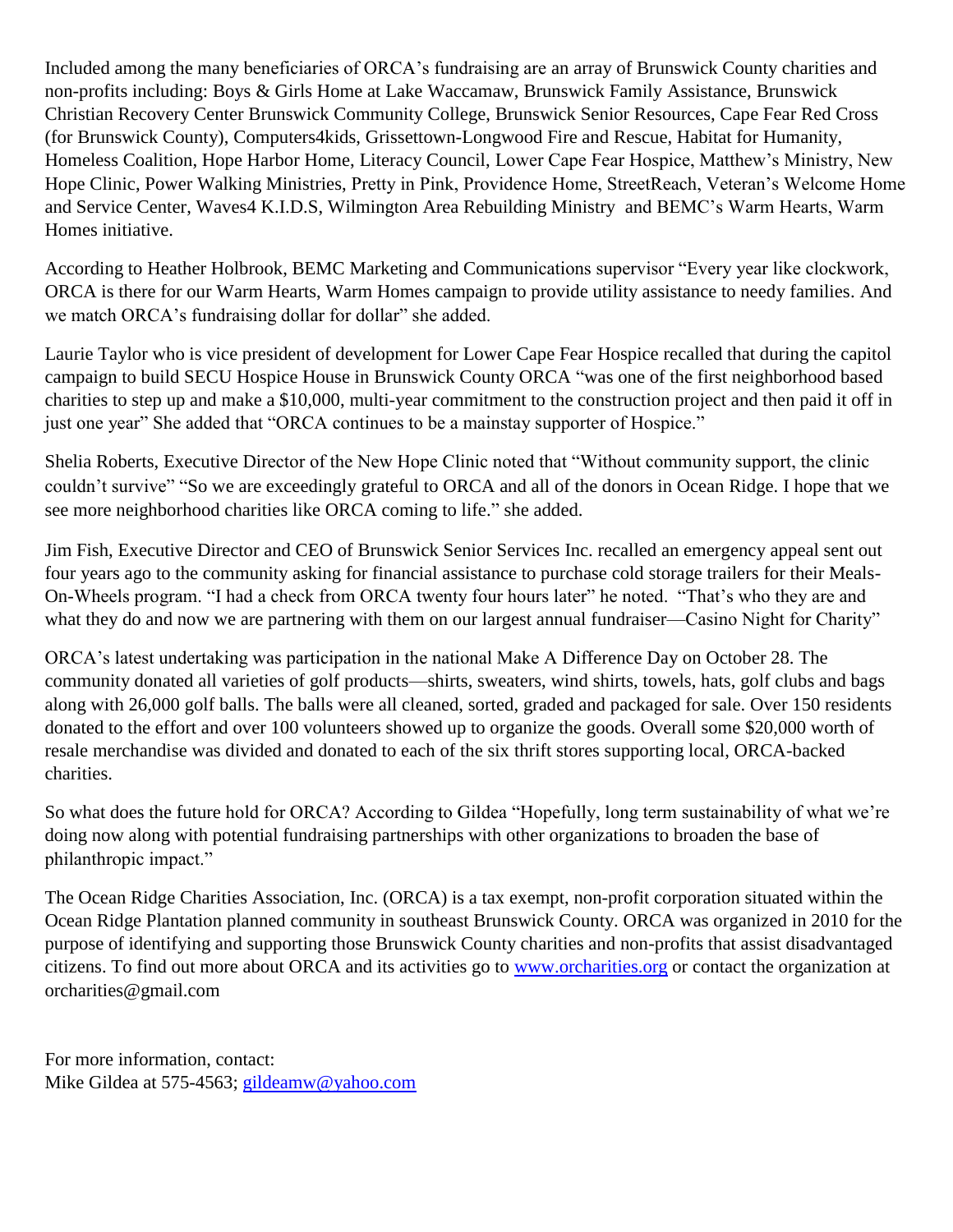Included among the many beneficiaries of ORCA's fundraising are an array of Brunswick County charities and non-profits including: Boys & Girls Home at Lake Waccamaw, Brunswick Family Assistance, Brunswick Christian Recovery Center Brunswick Community College, Brunswick Senior Resources, Cape Fear Red Cross (for Brunswick County), Computers4kids, Grissettown-Longwood Fire and Rescue, Habitat for Humanity, Homeless Coalition, Hope Harbor Home, Literacy Council, Lower Cape Fear Hospice, Matthew's Ministry, New Hope Clinic, Power Walking Ministries, Pretty in Pink, Providence Home, StreetReach, Veteran's Welcome Home and Service Center, Waves4 K.I.D.S, Wilmington Area Rebuilding Ministry and BEMC's Warm Hearts, Warm Homes initiative.

According to Heather Holbrook, BEMC Marketing and Communications supervisor "Every year like clockwork, ORCA is there for our Warm Hearts, Warm Homes campaign to provide utility assistance to needy families. And we match ORCA's fundraising dollar for dollar" she added.

Laurie Taylor who is vice president of development for Lower Cape Fear Hospice recalled that during the capitol campaign to build SECU Hospice House in Brunswick County ORCA "was one of the first neighborhood based charities to step up and make a $10,000, multi-year commitment to the construction project and then paid it off in just one year" She added that "ORCA continues to be a mainstay supporter of Hospice."

Shelia Roberts, Executive Director of the New Hope Clinic noted that "Without community support, the clinic couldn't survive" "So we are exceedingly grateful to ORCA and all of the donors in Ocean Ridge. I hope that we see more neighborhood charities like ORCA coming to life." she added.

Jim Fish, Executive Director and CEO of Brunswick Senior Services Inc. recalled an emergency appeal sent out four years ago to the community asking for financial assistance to purchase cold storage trailers for their Meals-On-Wheels program. "I had a check from ORCA twenty four hours later" he noted. "That's who they are and what they do and now we are partnering with them on our largest annual fundraiser—Casino Night for Charity"

ORCA's latest undertaking was participation in the national Make A Difference Day on October 28. The community donated all varieties of golf products—shirts, sweaters, wind shirts, towels, hats, golf clubs and bags along with 26,000 golf balls. The balls were all cleaned, sorted, graded and packaged for sale. Over 150 residents donated to the effort and over 100 volunteers showed up to organize the goods. Overall some $20,000 worth of resale merchandise was divided and donated to each of the six thrift stores supporting local, ORCA-backed charities.

So what does the future hold for ORCA? According to Gildea "Hopefully, long term sustainability of what we're doing now along with potential fundraising partnerships with other organizations to broaden the base of philanthropic impact."

The Ocean Ridge Charities Association, Inc. (ORCA) is a tax exempt, non-profit corporation situated within the Ocean Ridge Plantation planned community in southeast Brunswick County. ORCA was organized in 2010 for the purpose of identifying and supporting those Brunswick County charities and non-profits that assist disadvantaged citizens. To find out more about ORCA and its activities go to [www.orcharities.org](http://www.orcharities.org) or contact the organization at orcharities@gmail.com

For more information, contact:
Mike Gildea at 575-4563; [gildeamw@yahoo.com](mailto:gildeamw@yahoo.com)